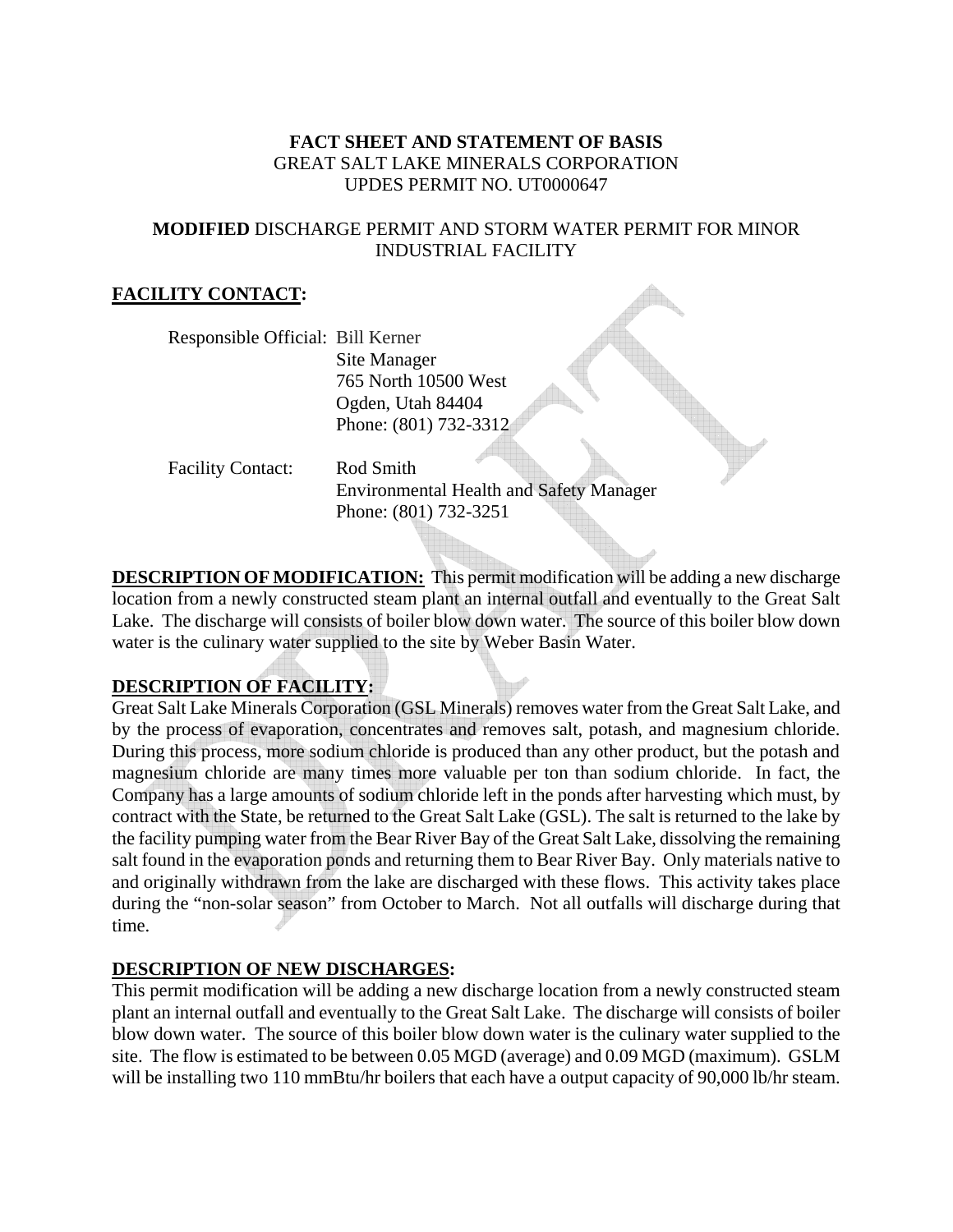**FACT SHEET AND STATEMENT OF BASIS**
GREAT SALT LAKE MINERALS CORPORATION
UPDES PERMIT NO. UT0000647

**MODIFIED** DISCHARGE PERMIT AND STORM WATER PERMIT FOR MINOR INDUSTRIAL FACILITY

## FACILITY CONTACT:

Responsible Official: Bill Kerner
Site Manager
765 North 10500 West
Ogden, Utah 84404
Phone: (801) 732-3312

Facility Contact: Rod Smith
Environmental Health and Safety Manager
Phone: (801) 732-3251

**DESCRIPTION OF MODIFICATION:** This permit modification will be adding a new discharge location from a newly constructed steam plant an internal outfall and eventually to the Great Salt Lake. The discharge will consists of boiler blow down water. The source of this boiler blow down water is the culinary water supplied to the site by Weber Basin Water.

## DESCRIPTION OF FACILITY:

Great Salt Lake Minerals Corporation (GSL Minerals) removes water from the Great Salt Lake, and by the process of evaporation, concentrates and removes salt, potash, and magnesium chloride. During this process, more sodium chloride is produced than any other product, but the potash and magnesium chloride are many times more valuable per ton than sodium chloride. In fact, the Company has a large amounts of sodium chloride left in the ponds after harvesting which must, by contract with the State, be returned to the Great Salt Lake (GSL). The salt is returned to the lake by the facility pumping water from the Bear River Bay of the Great Salt Lake, dissolving the remaining salt found in the evaporation ponds and returning them to Bear River Bay. Only materials native to and originally withdrawn from the lake are discharged with these flows. This activity takes place during the "non-solar season" from October to March. Not all outfalls will discharge during that time.

## DESCRIPTION OF NEW DISCHARGES:

This permit modification will be adding a new discharge location from a newly constructed steam plant an internal outfall and eventually to the Great Salt Lake. The discharge will consists of boiler blow down water. The source of this boiler blow down water is the culinary water supplied to the site. The flow is estimated to be between 0.05 MGD (average) and 0.09 MGD (maximum). GSLM will be installing two 110 mmBtu/hr boilers that each have a output capacity of 90,000 lb/hr steam.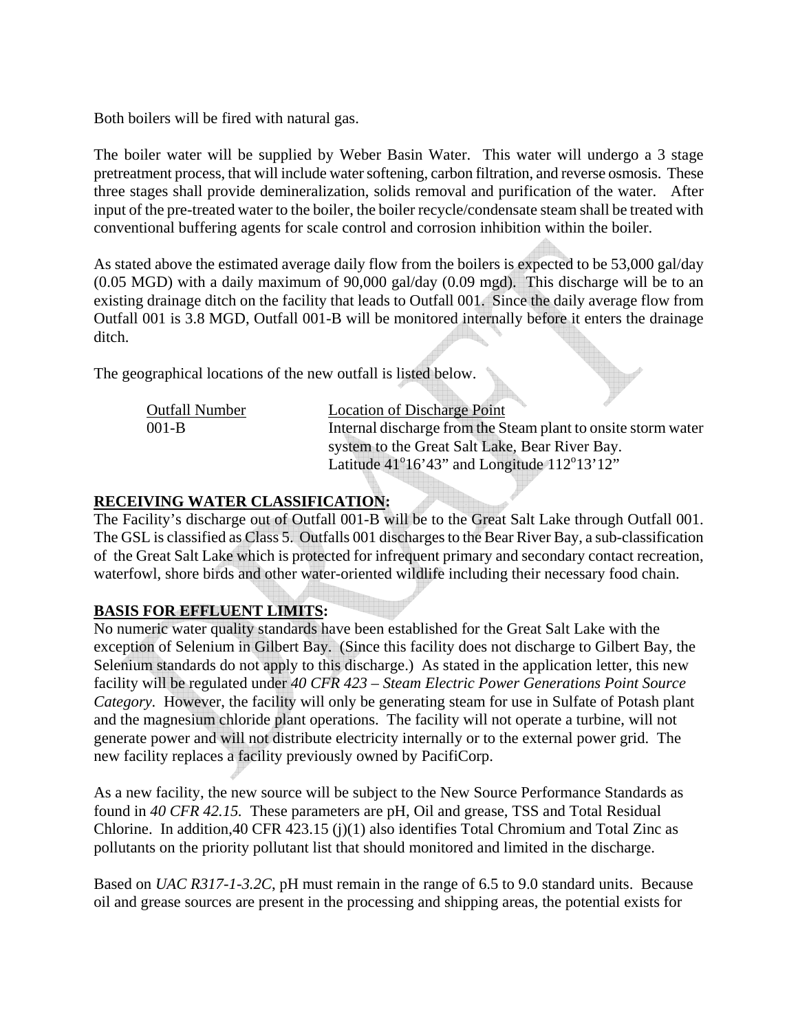Both boilers will be fired with natural gas.

The boiler water will be supplied by Weber Basin Water. This water will undergo a 3 stage pretreatment process, that will include water softening, carbon filtration, and reverse osmosis. These three stages shall provide demineralization, solids removal and purification of the water. After input of the pre-treated water to the boiler, the boiler recycle/condensate steam shall be treated with conventional buffering agents for scale control and corrosion inhibition within the boiler.

As stated above the estimated average daily flow from the boilers is expected to be 53,000 gal/day (0.05 MGD) with a daily maximum of 90,000 gal/day (0.09 mgd). This discharge will be to an existing drainage ditch on the facility that leads to Outfall 001. Since the daily average flow from Outfall 001 is 3.8 MGD, Outfall 001-B will be monitored internally before it enters the drainage ditch.

The geographical locations of the new outfall is listed below.

| Outfall Number | Location of Discharge Point |
|---|---|
| 001-B | Internal discharge from the Steam plant to onsite storm water system to the Great Salt Lake, Bear River Bay. Latitude 41°16'43" and Longitude 112°13'12" |

**RECEIVING WATER CLASSIFICATION:**

The Facility's discharge out of Outfall 001-B will be to the Great Salt Lake through Outfall 001. The GSL is classified as Class 5. Outfalls 001 discharges to the Bear River Bay, a sub-classification of the Great Salt Lake which is protected for infrequent primary and secondary contact recreation, waterfowl, shore birds and other water-oriented wildlife including their necessary food chain.

**BASIS FOR EFFLUENT LIMITS:**

No numeric water quality standards have been established for the Great Salt Lake with the exception of Selenium in Gilbert Bay. (Since this facility does not discharge to Gilbert Bay, the Selenium standards do not apply to this discharge.) As stated in the application letter, this new facility will be regulated under *40 CFR 423 – Steam Electric Power Generations Point Source Category.* However, the facility will only be generating steam for use in Sulfate of Potash plant and the magnesium chloride plant operations. The facility will not operate a turbine, will not generate power and will not distribute electricity internally or to the external power grid. The new facility replaces a facility previously owned by PacifiCorp.

As a new facility, the new source will be subject to the New Source Performance Standards as found in *40 CFR 42.15.* These parameters are pH, Oil and grease, TSS and Total Residual Chlorine. In addition,40 CFR 423.15 (j)(1) also identifies Total Chromium and Total Zinc as pollutants on the priority pollutant list that should monitored and limited in the discharge.

Based on *UAC R317-1-3.2C*, pH must remain in the range of 6.5 to 9.0 standard units. Because oil and grease sources are present in the processing and shipping areas, the potential exists for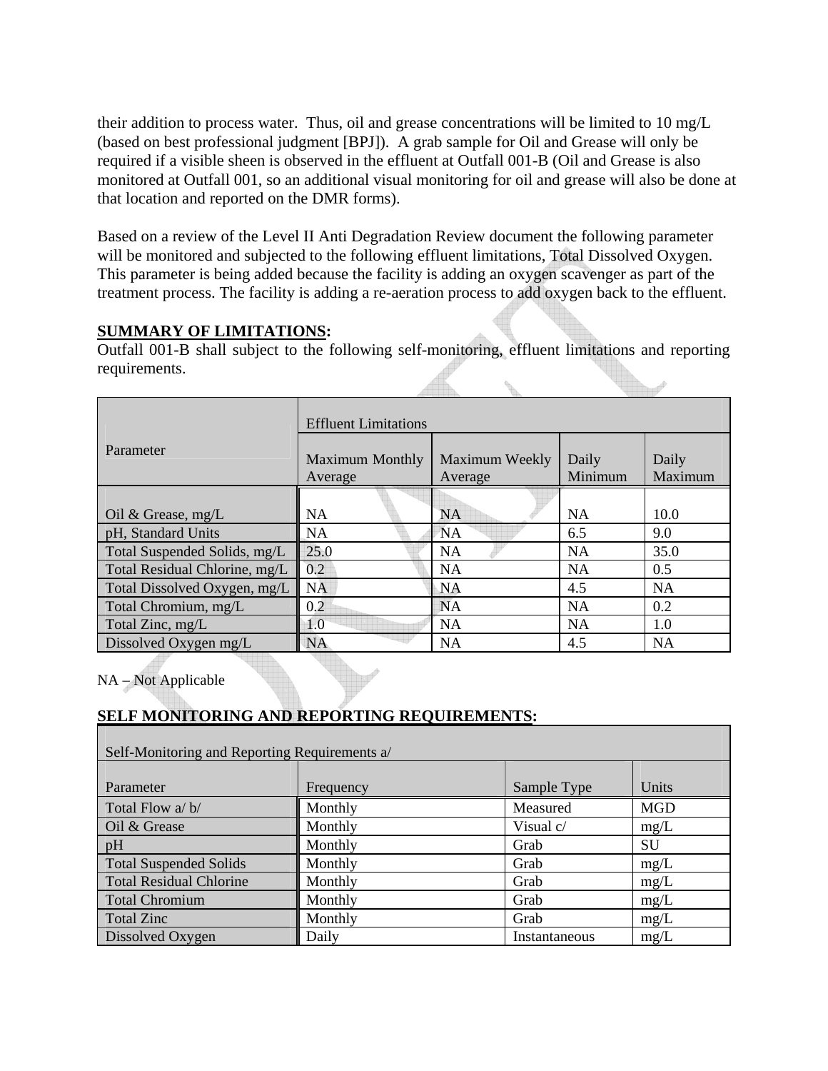their addition to process water. Thus, oil and grease concentrations will be limited to 10 mg/L (based on best professional judgment [BPJ]). A grab sample for Oil and Grease will only be required if a visible sheen is observed in the effluent at Outfall 001-B (Oil and Grease is also monitored at Outfall 001, so an additional visual monitoring for oil and grease will also be done at that location and reported on the DMR forms).

Based on a review of the Level II Anti Degradation Review document the following parameter will be monitored and subjected to the following effluent limitations, Total Dissolved Oxygen. This parameter is being added because the facility is adding an oxygen scavenger as part of the treatment process. The facility is adding a re-aeration process to add oxygen back to the effluent.

**SUMMARY OF LIMITATIONS:**

Outfall 001-B shall subject to the following self-monitoring, effluent limitations and reporting requirements.

| Parameter | Effluent Limitations | | | |
|---|---|---|---|---|
| | Maximum Monthly Average | Maximum Weekly Average | Daily Minimum | Daily Maximum |
| Oil & Grease, mg/L | NA | NA | NA | 10.0 |
| pH, Standard Units | NA | NA | 6.5 | 9.0 |
| Total Suspended Solids, mg/L | 25.0 | NA | NA | 35.0 |
| Total Residual Chlorine, mg/L | 0.2 | NA | NA | 0.5 |
| Total Dissolved Oxygen, mg/L | NA | NA | 4.5 | NA |
| Total Chromium, mg/L | 0.2 | NA | NA | 0.2 |
| Total Zinc, mg/L | 1.0 | NA | NA | 1.0 |
| Dissolved Oxygen mg/L | NA | NA | 4.5 | NA |

NA – Not Applicable

**SELF MONITORING AND REPORTING REQUIREMENTS:**

| Self-Monitoring and Reporting Requirements a/ | | | |
|---|---|---|---|
| Parameter | Frequency | Sample Type | Units |
| Total Flow a/ b/ | Monthly | Measured | MGD |
| Oil & Grease | Monthly | Visual c/ | mg/L |
| pH | Monthly | Grab | SU |
| Total Suspended Solids | Monthly | Grab | mg/L |
| Total Residual Chlorine | Monthly | Grab | mg/L |
| Total Chromium | Monthly | Grab | mg/L |
| Total Zinc | Monthly | Grab | mg/L |
| Dissolved Oxygen | Daily | Instantaneous | mg/L |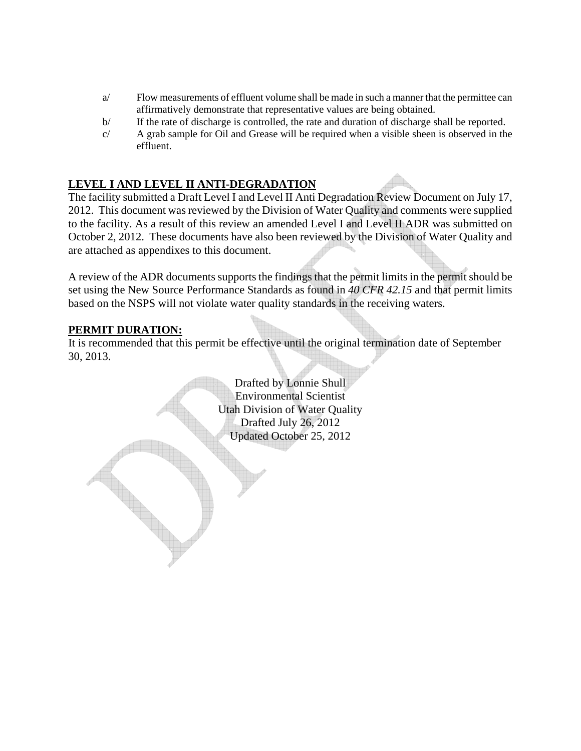a/ Flow measurements of effluent volume shall be made in such a manner that the permittee can affirmatively demonstrate that representative values are being obtained.

b/ If the rate of discharge is controlled, the rate and duration of discharge shall be reported.

c/ A grab sample for Oil and Grease will be required when a visible sheen is observed in the effluent.

## LEVEL I AND LEVEL II ANTI-DEGRADATION

The facility submitted a Draft Level I and Level II Anti Degradation Review Document on July 17, 2012. This document was reviewed by the Division of Water Quality and comments were supplied to the facility. As a result of this review an amended Level I and Level II ADR was submitted on October 2, 2012. These documents have also been reviewed by the Division of Water Quality and are attached as appendixes to this document.

A review of the ADR documents supports the findings that the permit limits in the permit should be set using the New Source Performance Standards as found in *40 CFR 42.15* and that permit limits based on the NSPS will not violate water quality standards in the receiving waters.

## PERMIT DURATION:

It is recommended that this permit be effective until the original termination date of September 30, 2013.

Drafted by Lonnie Shull
Environmental Scientist
Utah Division of Water Quality
Drafted July 26, 2012
Updated October 25, 2012